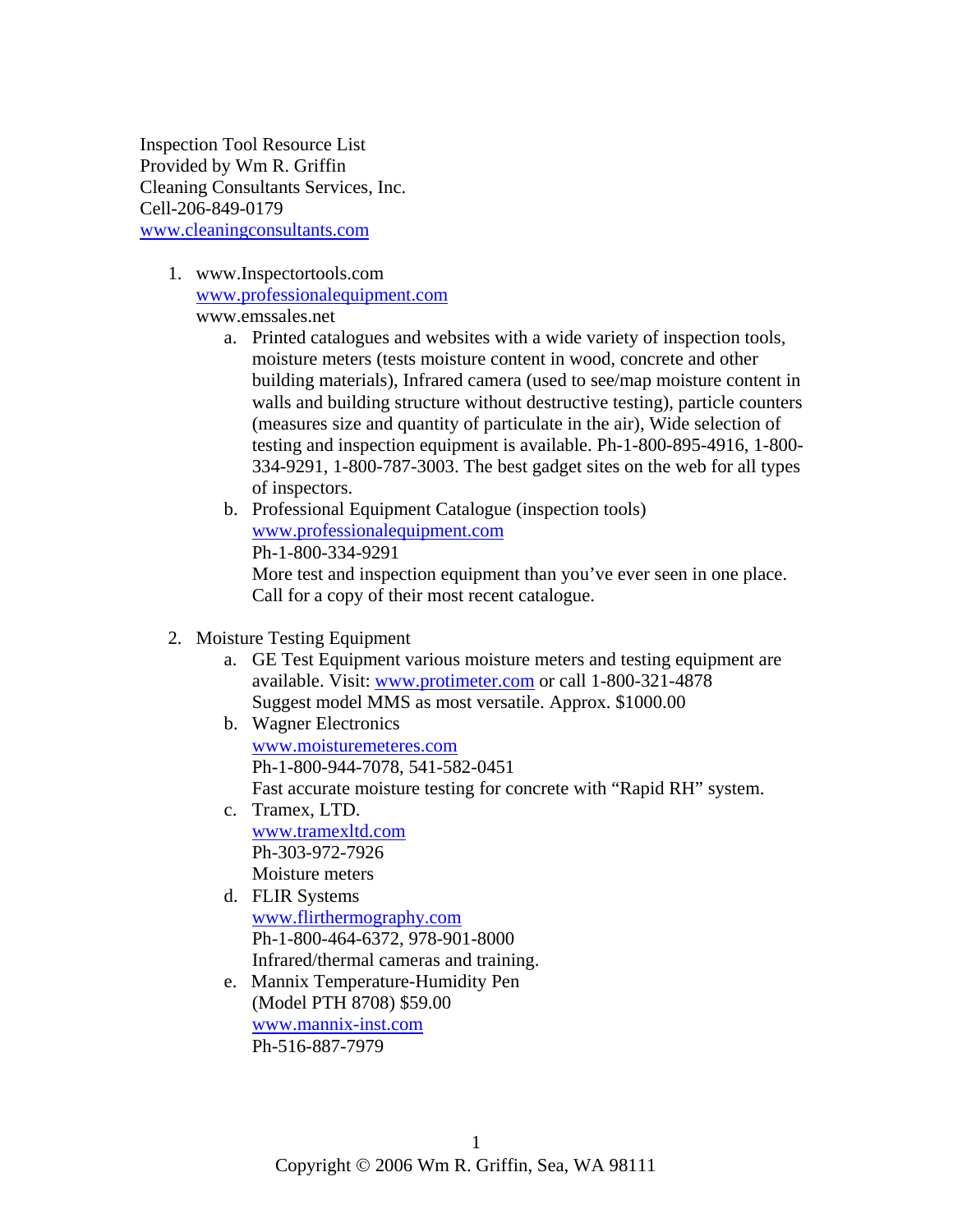Inspection Tool Resource List
Provided by Wm R. Griffin
Cleaning Consultants Services, Inc.
Cell-206-849-0179
www.cleaningconsultants.com

1. www.Inspectortools.com
   www.professionalequipment.com
   www.emssales.net
    a. Printed catalogues and websites with a wide variety of inspection tools, moisture meters (tests moisture content in wood, concrete and other building materials), Infrared camera (used to see/map moisture content in walls and building structure without destructive testing), particle counters (measures size and quantity of particulate in the air), Wide selection of testing and inspection equipment is available. Ph-1-800-895-4916, 1-800-334-9291, 1-800-787-3003. The best gadget sites on the web for all types of inspectors.
    b. Professional Equipment Catalogue (inspection tools)
       www.professionalequipment.com
       Ph-1-800-334-9291
       More test and inspection equipment than you've ever seen in one place. Call for a copy of their most recent catalogue.

2. Moisture Testing Equipment
    a. GE Test Equipment various moisture meters and testing equipment are available. Visit: www.protimeter.com or call 1-800-321-4878
       Suggest model MMS as most versatile. Approx. $1000.00
    b. Wagner Electronics
       www.moisturemeteres.com
       Ph-1-800-944-7078, 541-582-0451
       Fast accurate moisture testing for concrete with "Rapid RH" system.
    c. Tramex, LTD.
       www.tramexltd.com
       Ph-303-972-7926
       Moisture meters
    d. FLIR Systems
       www.flirthermography.com
       Ph-1-800-464-6372, 978-901-8000
       Infrared/thermal cameras and training.
    e. Mannix Temperature-Humidity Pen
       (Model PTH 8708) $59.00
       www.mannix-inst.com
       Ph-516-887-7979

Copyright © 2006 Wm R. Griffin, Sea, WA 98111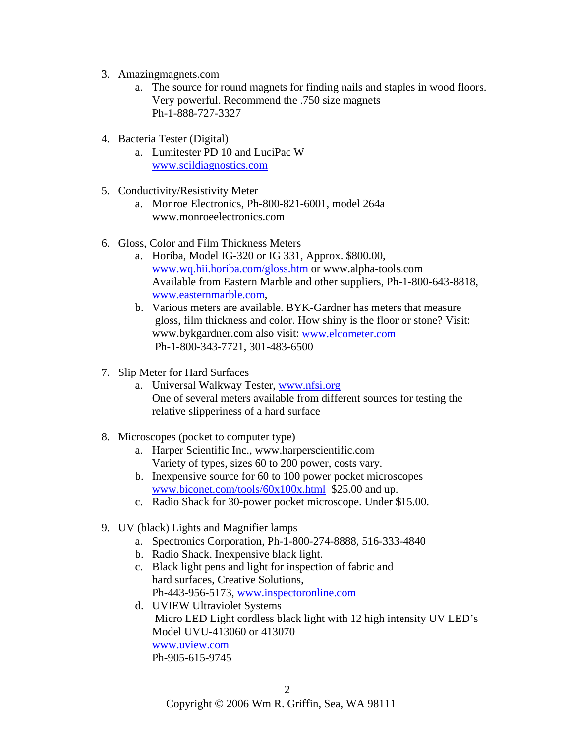3. Amazingmagnets.com
    a. The source for round magnets for finding nails and staples in wood floors. Very powerful. Recommend the .750 size magnets
       Ph-1-888-727-3327

4. Bacteria Tester (Digital)
    a. Lumitester PD 10 and LuciPac W
       www.scildiagnostics.com

5. Conductivity/Resistivity Meter
    a. Monroe Electronics, Ph-800-821-6001, model 264a
       www.monroeelectronics.com

6. Gloss, Color and Film Thickness Meters
    a. Horiba, Model IG-320 or IG 331, Approx. $800.00,
       www.wq.hii.horiba.com/gloss.htm or www.alpha-tools.com
       Available from Eastern Marble and other suppliers, Ph-1-800-643-8818,
       www.easternmarble.com,
    b. Various meters are available. BYK-Gardner has meters that measure gloss, film thickness and color. How shiny is the floor or stone? Visit: www.bykgardner.com also visit: www.elcometer.com
       Ph-1-800-343-7721, 301-483-6500

7. Slip Meter for Hard Surfaces
    a. Universal Walkway Tester, www.nfsi.org
       One of several meters available from different sources for testing the relative slipperiness of a hard surface

8. Microscopes (pocket to computer type)
    a. Harper Scientific Inc., www.harperscientific.com
       Variety of types, sizes 60 to 200 power, costs vary.
    b. Inexpensive source for 60 to 100 power pocket microscopes
       www.biconet.com/tools/60x100x.html $25.00 and up.
    c. Radio Shack for 30-power pocket microscope. Under $15.00.

9. UV (black) Lights and Magnifier lamps
    a. Spectronics Corporation, Ph-1-800-274-8888, 516-333-4840
    b. Radio Shack. Inexpensive black light.
    c. Black light pens and light for inspection of fabric and hard surfaces, Creative Solutions,
       Ph-443-956-5173, www.inspectoronline.com
    d. UVIEW Ultraviolet Systems
       Micro LED Light cordless black light with 12 high intensity UV LED's
       Model UVU-413060 or 413070
       www.uview.com
       Ph-905-615-9745

Copyright © 2006 Wm R. Griffin, Sea, WA 98111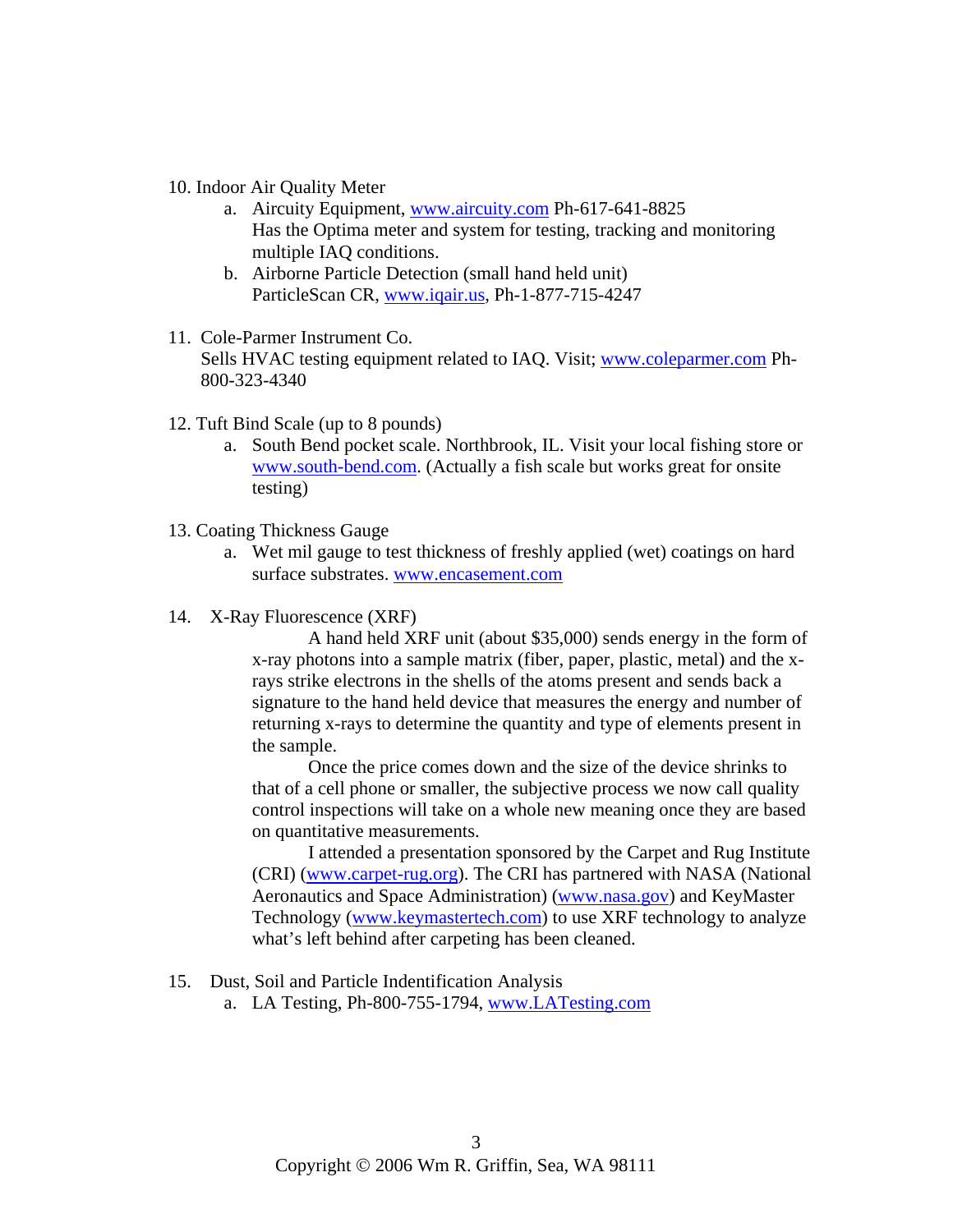10. Indoor Air Quality Meter
    a. Aircuity Equipment, www.aircuity.com Ph-617-641-8825
       Has the Optima meter and system for testing, tracking and monitoring multiple IAQ conditions.
    b. Airborne Particle Detection (small hand held unit)
       ParticleScan CR, www.iqair.us, Ph-1-877-715-4247

11. Cole-Parmer Instrument Co.
    Sells HVAC testing equipment related to IAQ. Visit; www.coleparmer.com Ph-800-323-4340

12. Tuft Bind Scale (up to 8 pounds)
    a. South Bend pocket scale. Northbrook, IL. Visit your local fishing store or www.south-bend.com. (Actually a fish scale but works great for onsite testing)

13. Coating Thickness Gauge
    a. Wet mil gauge to test thickness of freshly applied (wet) coatings on hard surface substrates. www.encasement.com

14. X-Ray Fluorescence (XRF)

    A hand held XRF unit (about $35,000) sends energy in the form of x-ray photons into a sample matrix (fiber, paper, plastic, metal) and the x-rays strike electrons in the shells of the atoms present and sends back a signature to the hand held device that measures the energy and number of returning x-rays to determine the quantity and type of elements present in the sample.

    Once the price comes down and the size of the device shrinks to that of a cell phone or smaller, the subjective process we now call quality control inspections will take on a whole new meaning once they are based on quantitative measurements.

    I attended a presentation sponsored by the Carpet and Rug Institute (CRI) (www.carpet-rug.org). The CRI has partnered with NASA (National Aeronautics and Space Administration) (www.nasa.gov) and KeyMaster Technology (www.keymastertech.com) to use XRF technology to analyze what's left behind after carpeting has been cleaned.

15. Dust, Soil and Particle Indentification Analysis
    a. LA Testing, Ph-800-755-1794, www.LATesting.com

Copyright © 2006 Wm R. Griffin, Sea, WA 98111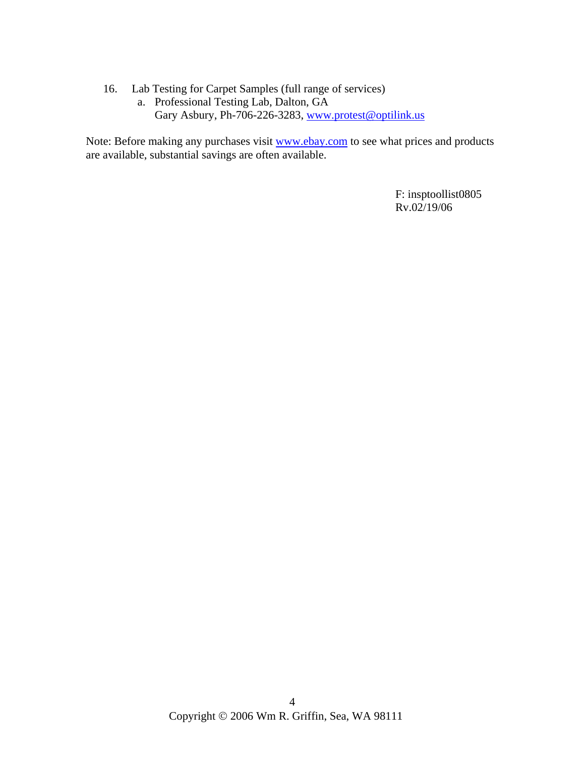16. Lab Testing for Carpet Samples (full range of services)
    a. Professional Testing Lab, Dalton, GA
       Gary Asbury, Ph-706-226-3283, www.protest@optilink.us

Note: Before making any purchases visit www.ebay.com to see what prices and products are available, substantial savings are often available.

F: insptoollist0805
Rv.02/19/06

Copyright © 2006 Wm R. Griffin, Sea, WA 98111